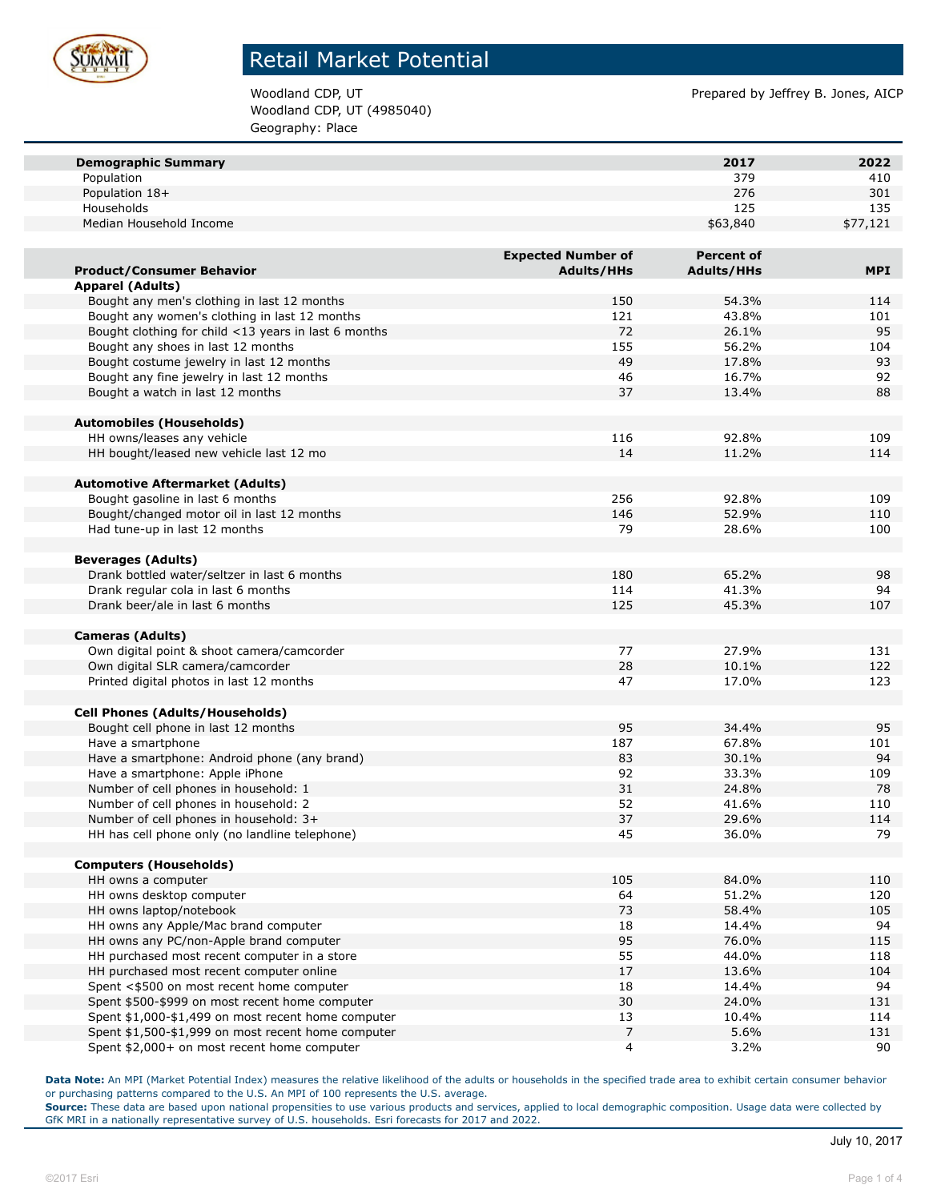# Retail Market Potential

Woodland CDP, UT
Woodland CDP, UT (4985040)
Geography: Place

Prepared by Jeffrey B. Jones, AICP

| Demographic Summary | 2017 | 2022 |
|---|---|---|
| Population | 379 | 410 |
| Population 18+ | 276 | 301 |
| Households | 125 | 135 |
| Median Household Income | $63,840 | $77,121 |

| Product/Consumer Behavior | Expected Number of Adults/HHs | Percent of Adults/HHs | MPI |
|---|---|---|---|
| **Apparel (Adults)** | | | |
| Bought any men's clothing in last 12 months | 150 | 54.3% | 114 |
| Bought any women's clothing in last 12 months | 121 | 43.8% | 101 |
| Bought clothing for child <13 years in last 6 months | 72 | 26.1% | 95 |
| Bought any shoes in last 12 months | 155 | 56.2% | 104 |
| Bought costume jewelry in last 12 months | 49 | 17.8% | 93 |
| Bought any fine jewelry in last 12 months | 46 | 16.7% | 92 |
| Bought a watch in last 12 months | 37 | 13.4% | 88 |
| **Automobiles (Households)** | | | |
| HH owns/leases any vehicle | 116 | 92.8% | 109 |
| HH bought/leased new vehicle last 12 mo | 14 | 11.2% | 114 |
| **Automotive Aftermarket (Adults)** | | | |
| Bought gasoline in last 6 months | 256 | 92.8% | 109 |
| Bought/changed motor oil in last 12 months | 146 | 52.9% | 110 |
| Had tune-up in last 12 months | 79 | 28.6% | 100 |
| **Beverages (Adults)** | | | |
| Drank bottled water/seltzer in last 6 months | 180 | 65.2% | 98 |
| Drank regular cola in last 6 months | 114 | 41.3% | 94 |
| Drank beer/ale in last 6 months | 125 | 45.3% | 107 |
| **Cameras (Adults)** | | | |
| Own digital point & shoot camera/camcorder | 77 | 27.9% | 131 |
| Own digital SLR camera/camcorder | 28 | 10.1% | 122 |
| Printed digital photos in last 12 months | 47 | 17.0% | 123 |
| **Cell Phones (Adults/Households)** | | | |
| Bought cell phone in last 12 months | 95 | 34.4% | 95 |
| Have a smartphone | 187 | 67.8% | 101 |
| Have a smartphone: Android phone (any brand) | 83 | 30.1% | 94 |
| Have a smartphone: Apple iPhone | 92 | 33.3% | 109 |
| Number of cell phones in household: 1 | 31 | 24.8% | 78 |
| Number of cell phones in household: 2 | 52 | 41.6% | 110 |
| Number of cell phones in household: 3+ | 37 | 29.6% | 114 |
| HH has cell phone only (no landline telephone) | 45 | 36.0% | 79 |
| **Computers (Households)** | | | |
| HH owns a computer | 105 | 84.0% | 110 |
| HH owns desktop computer | 64 | 51.2% | 120 |
| HH owns laptop/notebook | 73 | 58.4% | 105 |
| HH owns any Apple/Mac brand computer | 18 | 14.4% | 94 |
| HH owns any PC/non-Apple brand computer | 95 | 76.0% | 115 |
| HH purchased most recent computer in a store | 55 | 44.0% | 118 |
| HH purchased most recent computer online | 17 | 13.6% | 104 |
| Spent <$500 on most recent home computer | 18 | 14.4% | 94 |
| Spent $500-$999 on most recent home computer | 30 | 24.0% | 131 |
| Spent $1,000-$1,499 on most recent home computer | 13 | 10.4% | 114 |
| Spent $1,500-$1,999 on most recent home computer | 7 | 5.6% | 131 |
| Spent $2,000+ on most recent home computer | 4 | 3.2% | 90 |

**Data Note:** An MPI (Market Potential Index) measures the relative likelihood of the adults or households in the specified trade area to exhibit certain consumer behavior or purchasing patterns compared to the U.S. An MPI of 100 represents the U.S. average.
**Source:** These data are based upon national propensities to use various products and services, applied to local demographic composition. Usage data were collected by GfK MRI in a nationally representative survey of U.S. households. Esri forecasts for 2017 and 2022.

July 10, 2017

©2017 Esri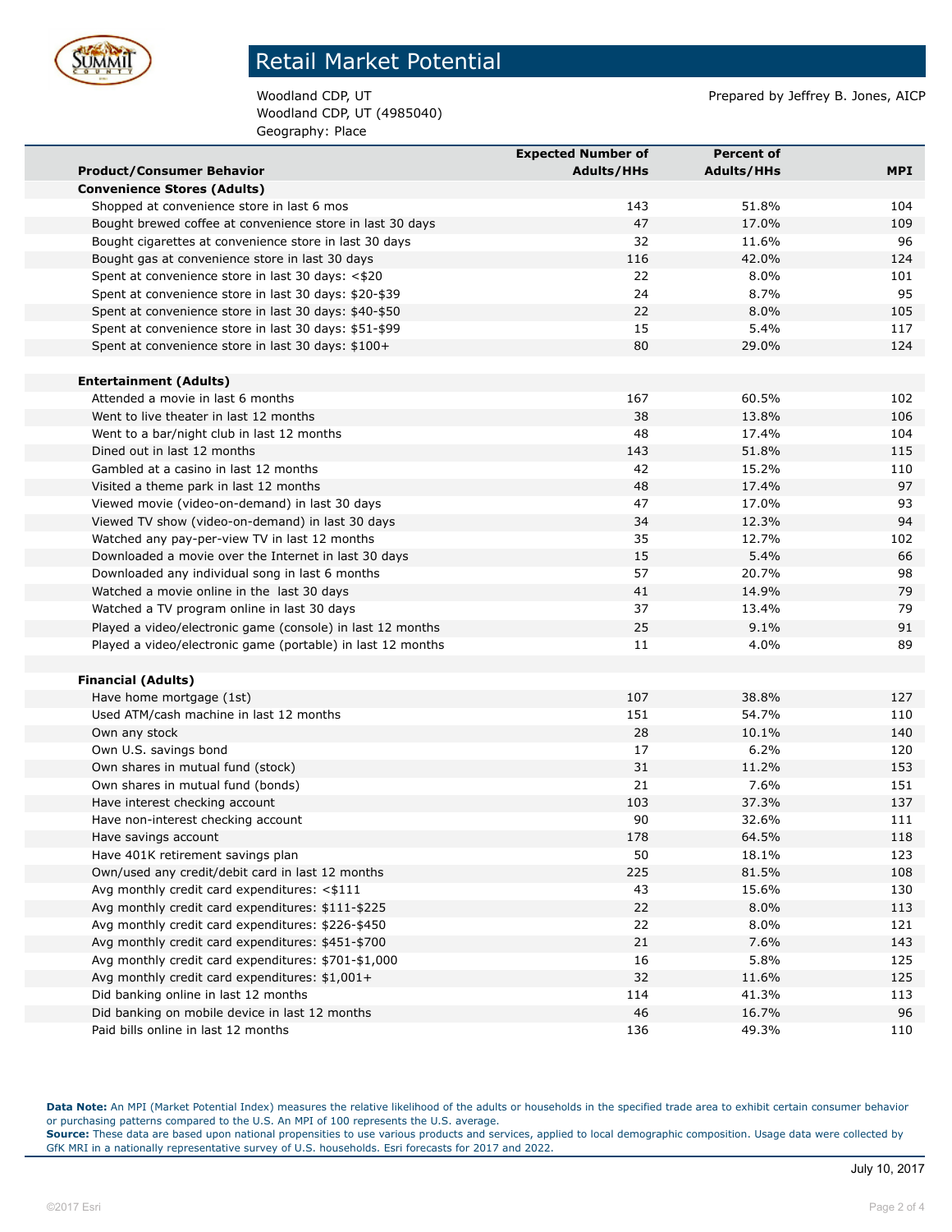# Retail Market Potential

Woodland CDP, UT
Woodland CDP, UT (4985040)
Geography: Place

Prepared by Jeffrey B. Jones, AICP

| Product/Consumer Behavior | Expected Number of Adults/HHs | Percent of Adults/HHs | MPI |
|---|---|---|---|
| **Convenience Stores (Adults)** | | | |
| Shopped at convenience store in last 6 mos | 143 | 51.8% | 104 |
| Bought brewed coffee at convenience store in last 30 days | 47 | 17.0% | 109 |
| Bought cigarettes at convenience store in last 30 days | 32 | 11.6% | 96 |
| Bought gas at convenience store in last 30 days | 116 | 42.0% | 124 |
| Spent at convenience store in last 30 days: <$20 | 22 | 8.0% | 101 |
| Spent at convenience store in last 30 days: $20-$39 | 24 | 8.7% | 95 |
| Spent at convenience store in last 30 days: $40-$50 | 22 | 8.0% | 105 |
| Spent at convenience store in last 30 days: $51-$99 | 15 | 5.4% | 117 |
| Spent at convenience store in last 30 days: $100+ | 80 | 29.0% | 124 |
| | | | |
| **Entertainment (Adults)** | | | |
| Attended a movie in last 6 months | 167 | 60.5% | 102 |
| Went to live theater in last 12 months | 38 | 13.8% | 106 |
| Went to a bar/night club in last 12 months | 48 | 17.4% | 104 |
| Dined out in last 12 months | 143 | 51.8% | 115 |
| Gambled at a casino in last 12 months | 42 | 15.2% | 110 |
| Visited a theme park in last 12 months | 48 | 17.4% | 97 |
| Viewed movie (video-on-demand) in last 30 days | 47 | 17.0% | 93 |
| Viewed TV show (video-on-demand) in last 30 days | 34 | 12.3% | 94 |
| Watched any pay-per-view TV in last 12 months | 35 | 12.7% | 102 |
| Downloaded a movie over the Internet in last 30 days | 15 | 5.4% | 66 |
| Downloaded any individual song in last 6 months | 57 | 20.7% | 98 |
| Watched a movie online in the last 30 days | 41 | 14.9% | 79 |
| Watched a TV program online in last 30 days | 37 | 13.4% | 79 |
| Played a video/electronic game (console) in last 12 months | 25 | 9.1% | 91 |
| Played a video/electronic game (portable) in last 12 months | 11 | 4.0% | 89 |
| | | | |
| **Financial (Adults)** | | | |
| Have home mortgage (1st) | 107 | 38.8% | 127 |
| Used ATM/cash machine in last 12 months | 151 | 54.7% | 110 |
| Own any stock | 28 | 10.1% | 140 |
| Own U.S. savings bond | 17 | 6.2% | 120 |
| Own shares in mutual fund (stock) | 31 | 11.2% | 153 |
| Own shares in mutual fund (bonds) | 21 | 7.6% | 151 |
| Have interest checking account | 103 | 37.3% | 137 |
| Have non-interest checking account | 90 | 32.6% | 111 |
| Have savings account | 178 | 64.5% | 118 |
| Have 401K retirement savings plan | 50 | 18.1% | 123 |
| Own/used any credit/debit card in last 12 months | 225 | 81.5% | 108 |
| Avg monthly credit card expenditures: <$111 | 43 | 15.6% | 130 |
| Avg monthly credit card expenditures: $111-$225 | 22 | 8.0% | 113 |
| Avg monthly credit card expenditures: $226-$450 | 22 | 8.0% | 121 |
| Avg monthly credit card expenditures: $451-$700 | 21 | 7.6% | 143 |
| Avg monthly credit card expenditures: $701-$1,000 | 16 | 5.8% | 125 |
| Avg monthly credit card expenditures: $1,001+ | 32 | 11.6% | 125 |
| Did banking online in last 12 months | 114 | 41.3% | 113 |
| Did banking on mobile device in last 12 months | 46 | 16.7% | 96 |
| Paid bills online in last 12 months | 136 | 49.3% | 110 |

**Data Note:** An MPI (Market Potential Index) measures the relative likelihood of the adults or households in the specified trade area to exhibit certain consumer behavior or purchasing patterns compared to the U.S. An MPI of 100 represents the U.S. average.
**Source:** These data are based upon national propensities to use various products and services, applied to local demographic composition. Usage data were collected by GfK MRI in a nationally representative survey of U.S. households. Esri forecasts for 2017 and 2022.

July 10, 2017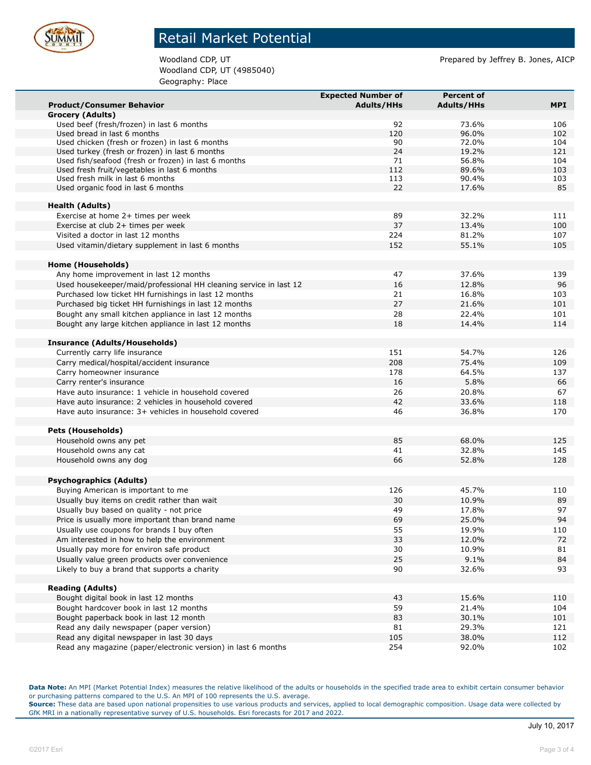# Retail Market Potential

Woodland CDP, UT
Woodland CDP, UT (4985040)
Geography: Place

Prepared by Jeffrey B. Jones, AICP

| Product/Consumer Behavior | Expected Number of Adults/HHs | Percent of Adults/HHs | MPI |
|---|---|---|---|
| **Grocery (Adults)** | | | |
| Used beef (fresh/frozen) in last 6 months | 92 | 73.6% | 106 |
| Used bread in last 6 months | 120 | 96.0% | 102 |
| Used chicken (fresh or frozen) in last 6 months | 90 | 72.0% | 104 |
| Used turkey (fresh or frozen) in last 6 months | 24 | 19.2% | 121 |
| Used fish/seafood (fresh or frozen) in last 6 months | 71 | 56.8% | 104 |
| Used fresh fruit/vegetables in last 6 months | 112 | 89.6% | 103 |
| Used fresh milk in last 6 months | 113 | 90.4% | 103 |
| Used organic food in last 6 months | 22 | 17.6% | 85 |
| **Health (Adults)** | | | |
| Exercise at home 2+ times per week | 89 | 32.2% | 111 |
| Exercise at club 2+ times per week | 37 | 13.4% | 100 |
| Visited a doctor in last 12 months | 224 | 81.2% | 107 |
| Used vitamin/dietary supplement in last 6 months | 152 | 55.1% | 105 |
| **Home (Households)** | | | |
| Any home improvement in last 12 months | 47 | 37.6% | 139 |
| Used housekeeper/maid/professional HH cleaning service in last 12 | 16 | 12.8% | 96 |
| Purchased low ticket HH furnishings in last 12 months | 21 | 16.8% | 103 |
| Purchased big ticket HH furnishings in last 12 months | 27 | 21.6% | 101 |
| Bought any small kitchen appliance in last 12 months | 28 | 22.4% | 101 |
| Bought any large kitchen appliance in last 12 months | 18 | 14.4% | 114 |
| **Insurance (Adults/Households)** | | | |
| Currently carry life insurance | 151 | 54.7% | 126 |
| Carry medical/hospital/accident insurance | 208 | 75.4% | 109 |
| Carry homeowner insurance | 178 | 64.5% | 137 |
| Carry renter's insurance | 16 | 5.8% | 66 |
| Have auto insurance: 1 vehicle in household covered | 26 | 20.8% | 67 |
| Have auto insurance: 2 vehicles in household covered | 42 | 33.6% | 118 |
| Have auto insurance: 3+ vehicles in household covered | 46 | 36.8% | 170 |
| **Pets (Households)** | | | |
| Household owns any pet | 85 | 68.0% | 125 |
| Household owns any cat | 41 | 32.8% | 145 |
| Household owns any dog | 66 | 52.8% | 128 |
| **Psychographics (Adults)** | | | |
| Buying American is important to me | 126 | 45.7% | 110 |
| Usually buy items on credit rather than wait | 30 | 10.9% | 89 |
| Usually buy based on quality - not price | 49 | 17.8% | 97 |
| Price is usually more important than brand name | 69 | 25.0% | 94 |
| Usually use coupons for brands I buy often | 55 | 19.9% | 110 |
| Am interested in how to help the environment | 33 | 12.0% | 72 |
| Usually pay more for environ safe product | 30 | 10.9% | 81 |
| Usually value green products over convenience | 25 | 9.1% | 84 |
| Likely to buy a brand that supports a charity | 90 | 32.6% | 93 |
| **Reading (Adults)** | | | |
| Bought digital book in last 12 months | 43 | 15.6% | 110 |
| Bought hardcover book in last 12 months | 59 | 21.4% | 104 |
| Bought paperback book in last 12 month | 83 | 30.1% | 101 |
| Read any daily newspaper (paper version) | 81 | 29.3% | 121 |
| Read any digital newspaper in last 30 days | 105 | 38.0% | 112 |
| Read any magazine (paper/electronic version) in last 6 months | 254 | 92.0% | 102 |

**Data Note:** An MPI (Market Potential Index) measures the relative likelihood of the adults or households in the specified trade area to exhibit certain consumer behavior or purchasing patterns compared to the U.S. An MPI of 100 represents the U.S. average.
**Source:** These data are based upon national propensities to use various products and services, applied to local demographic composition. Usage data were collected by GfK MRI in a nationally representative survey of U.S. households. Esri forecasts for 2017 and 2022.

July 10, 2017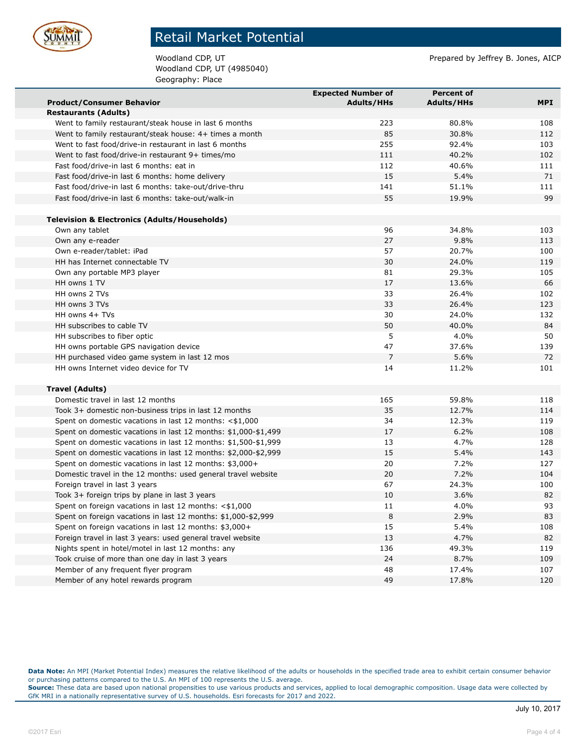# Retail Market Potential

Woodland CDP, UT
Woodland CDP, UT (4985040)
Geography: Place

Prepared by Jeffrey B. Jones, AICP

| Product/Consumer Behavior | Expected Number of Adults/HHs | Percent of Adults/HHs | MPI |
|---|---|---|---|
| **Restaurants (Adults)** | | | |
| Went to family restaurant/steak house in last 6 months | 223 | 80.8% | 108 |
| Went to family restaurant/steak house: 4+ times a month | 85 | 30.8% | 112 |
| Went to fast food/drive-in restaurant in last 6 months | 255 | 92.4% | 103 |
| Went to fast food/drive-in restaurant 9+ times/mo | 111 | 40.2% | 102 |
| Fast food/drive-in last 6 months: eat in | 112 | 40.6% | 111 |
| Fast food/drive-in last 6 months: home delivery | 15 | 5.4% | 71 |
| Fast food/drive-in last 6 months: take-out/drive-thru | 141 | 51.1% | 111 |
| Fast food/drive-in last 6 months: take-out/walk-in | 55 | 19.9% | 99 |
| **Television & Electronics (Adults/Households)** | | | |
| Own any tablet | 96 | 34.8% | 103 |
| Own any e-reader | 27 | 9.8% | 113 |
| Own e-reader/tablet: iPad | 57 | 20.7% | 100 |
| HH has Internet connectable TV | 30 | 24.0% | 119 |
| Own any portable MP3 player | 81 | 29.3% | 105 |
| HH owns 1 TV | 17 | 13.6% | 66 |
| HH owns 2 TVs | 33 | 26.4% | 102 |
| HH owns 3 TVs | 33 | 26.4% | 123 |
| HH owns 4+ TVs | 30 | 24.0% | 132 |
| HH subscribes to cable TV | 50 | 40.0% | 84 |
| HH subscribes to fiber optic | 5 | 4.0% | 50 |
| HH owns portable GPS navigation device | 47 | 37.6% | 139 |
| HH purchased video game system in last 12 mos | 7 | 5.6% | 72 |
| HH owns Internet video device for TV | 14 | 11.2% | 101 |
| **Travel (Adults)** | | | |
| Domestic travel in last 12 months | 165 | 59.8% | 118 |
| Took 3+ domestic non-business trips in last 12 months | 35 | 12.7% | 114 |
| Spent on domestic vacations in last 12 months: <$1,000 | 34 | 12.3% | 119 |
| Spent on domestic vacations in last 12 months: $1,000-$1,499 | 17 | 6.2% | 108 |
| Spent on domestic vacations in last 12 months: $1,500-$1,999 | 13 | 4.7% | 128 |
| Spent on domestic vacations in last 12 months: $2,000-$2,999 | 15 | 5.4% | 143 |
| Spent on domestic vacations in last 12 months: $3,000+ | 20 | 7.2% | 127 |
| Domestic travel in the 12 months: used general travel website | 20 | 7.2% | 104 |
| Foreign travel in last 3 years | 67 | 24.3% | 100 |
| Took 3+ foreign trips by plane in last 3 years | 10 | 3.6% | 82 |
| Spent on foreign vacations in last 12 months: <$1,000 | 11 | 4.0% | 93 |
| Spent on foreign vacations in last 12 months: $1,000-$2,999 | 8 | 2.9% | 83 |
| Spent on foreign vacations in last 12 months: $3,000+ | 15 | 5.4% | 108 |
| Foreign travel in last 3 years: used general travel website | 13 | 4.7% | 82 |
| Nights spent in hotel/motel in last 12 months: any | 136 | 49.3% | 119 |
| Took cruise of more than one day in last 3 years | 24 | 8.7% | 109 |
| Member of any frequent flyer program | 48 | 17.4% | 107 |
| Member of any hotel rewards program | 49 | 17.8% | 120 |

**Data Note:** An MPI (Market Potential Index) measures the relative likelihood of the adults or households in the specified trade area to exhibit certain consumer behavior or purchasing patterns compared to the U.S. An MPI of 100 represents the U.S. average.
**Source:** These data are based upon national propensities to use various products and services, applied to local demographic composition. Usage data were collected by GfK MRI in a nationally representative survey of U.S. households. Esri forecasts for 2017 and 2022.

July 10, 2017

©2017 Esri